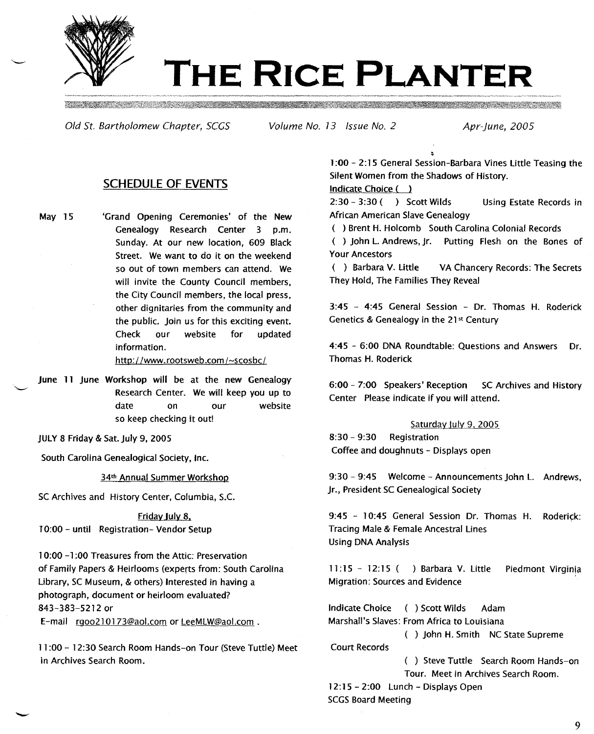# THE RICE PLANTER

*Old St. Bartholomew Chapter, SCGS* *Volume No. 13 Issue No. 2* *Apr-June, 2005*

## SCHEDULE OF EVENTS

**May 15** 'Grand Opening Ceremonies' of the New Genealogy Research Center 3 p.m. Sunday. At our new location, 609 Black Street. We want to do it on the weekend so out of town members can attend. We will invite the County Council members, the City Council members, the local press, other dignitaries from the community and the public. Join us for this exciting event. Check our website for updated information. http://www.rootsweb.com/~scosbc/

**June 11** June Workshop will be at the new Genealogy Research Center. We will keep you up to date on our website so keep checking it out!

JULY 8 Friday & Sat. July 9, 2005

South Carolina Genealogical Society, Inc.

34th Annual Summer Workshop

SC Archives and History Center, Columbia, S.C.

Friday July 8,

10:00 – until Registration- Vendor Setup

10:00 -1:00 Treasures from the Attic: Preservation of Family Papers & Heirlooms (experts from: South Carolina Library, SC Museum, & others) Interested in having a photograph, document or heirloom evaluated? 843-383-5212 or E-mail rgoo210173@aol.com or LeeMLW@aol.com .

11:00 – 12:30 Search Room Hands-on Tour (Steve Tuttle) Meet in Archives Search Room.

1:00 – 2:15 General Session-Barbara Vines Little Teasing the Silent Women from the Shadows of History.

Indicate Choice ( )

2:30 – 3:30 ( ) Scott Wilds Using Estate Records in African American Slave Genealogy

( ) Brent H. Holcomb South Carolina Colonial Records

( ) John L. Andrews, Jr. Putting Flesh on the Bones of Your Ancestors

( ) Barbara V. Little VA Chancery Records: The Secrets They Hold, The Families They Reveal

3:45 – 4:45 General Session – Dr. Thomas H. Roderick Genetics & Genealogy in the 21st Century

4:45 – 6:00 DNA Roundtable: Questions and Answers Dr. Thomas H. Roderick

6:00 – 7:00 Speakers' Reception SC Archives and History Center Please indicate if you will attend.

Saturday July 9, 2005

8:30 – 9:30 Registration
Coffee and doughnuts – Displays open

9:30 – 9:45 Welcome – Announcements John L. Andrews, Jr., President SC Genealogical Society

9:45 – 10:45 General Session Dr. Thomas H. Roderick: Tracing Male & Female Ancestral Lines Using DNA Analysis

11:15 – 12:15 ( ) Barbara V. Little Piedmont Virginia Migration: Sources and Evidence

Indicate Choice ( ) Scott Wilds Adam Marshall's Slaves: From Africa to Louisiana

( ) John H. Smith NC State Supreme Court Records

( ) Steve Tuttle Search Room Hands-on Tour. Meet in Archives Search Room.

12:15 – 2:00 Lunch – Displays Open
SCGS Board Meeting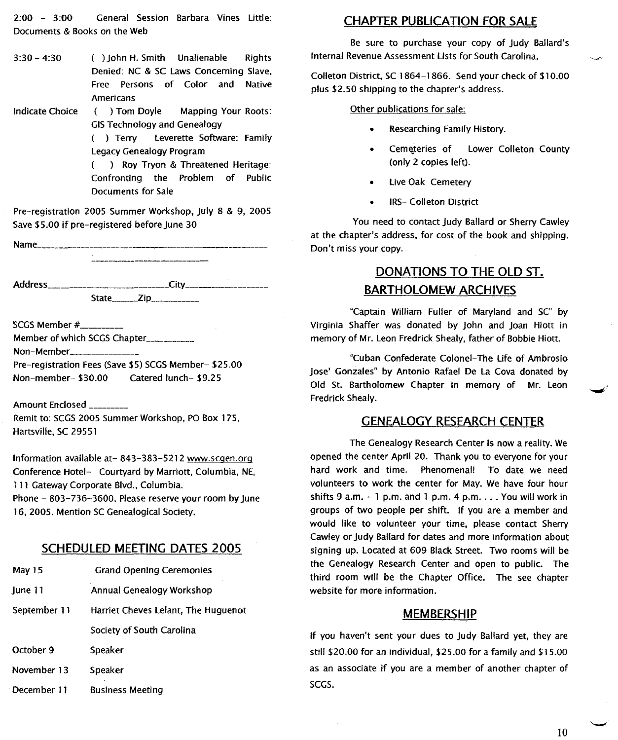2:00 – 3:00 General Session Barbara Vines Little: Documents & Books on the Web

3:30 – 4:30 ( ) John H. Smith Unalienable Rights Denied: NC & SC Laws Concerning Slave, Free Persons of Color and Native Americans

Indicate Choice ( ) Tom Doyle Mapping Your Roots: GIS Technology and Genealogy

( ) Terry Leverette Software: Family Legacy Genealogy Program

( ) Roy Tryon & Threatened Heritage: Confronting the Problem of Public Documents for Sale

Pre-registration 2005 Summer Workshop, July 8 & 9, 2005
Save $5.00 if pre-registered before June 30

Name_______________________________________________

_________________________

Address_________________________City_________________

State______Zip__________

SCGS Member #_________
Member of which SCGS Chapter__________
Non-Member_______________
Pre-registration Fees (Save $5) SCGS Member- $25.00
Non-member- $30.00 Catered lunch- $9.25

Amount Enclosed ________
Remit to: SCGS 2005 Summer Workshop, PO Box 175, Hartsville, SC 29551

Information available at- 843-383-5212 www.scgen.org
Conference Hotel- Courtyard by Marriott, Columbia, NE, 111 Gateway Corporate Blvd., Columbia.
Phone - 803-736-3600. Please reserve your room by June 16, 2005. Mention SC Genealogical Society.

## SCHEDULED MEETING DATES 2005

| | |
|---|---|
| May 15 | Grand Opening Ceremonies |
| June 11 | Annual Genealogy Workshop |
| September 11 | Harriet Cheves Leland, The Huguenot Society of South Carolina |
| October 9 | Speaker |
| November 13 | Speaker |
| December 11 | Business Meeting |

## CHAPTER PUBLICATION FOR SALE

Be sure to purchase your copy of Judy Ballard's Internal Revenue Assessment Lists for South Carolina,

Colleton District, SC 1864-1866. Send your check of $10.00 plus $2.50 shipping to the chapter's address.

Other publications for sale:

- Researching Family History.
- Cemeteries of Lower Colleton County (only 2 copies left).
- Live Oak Cemetery
- IRS- Colleton District

You need to contact Judy Ballard or Sherry Cawley at the chapter's address, for cost of the book and shipping. Don't miss your copy.

## DONATIONS TO THE OLD ST. BARTHOLOMEW ARCHIVES

"Captain William Fuller of Maryland and SC" by Virginia Shaffer was donated by John and Joan Hiott in memory of Mr. Leon Fredrick Shealy, father of Bobbie Hiott.

"Cuban Confederate Colonel-The Life of Ambrosio Jose' Gonzales" by Antonio Rafael De La Cova donated by Old St. Bartholomew Chapter in memory of Mr. Leon Fredrick Shealy.

## GENEALOGY RESEARCH CENTER

The Genealogy Research Center is now a reality. We opened the center April 20. Thank you to everyone for your hard work and time. Phenomenal! To date we need volunteers to work the center for May. We have four hour shifts 9 a.m. - 1 p.m. and 1 p.m. 4 p.m. . . . You will work in groups of two people per shift. If you are a member and would like to volunteer your time, please contact Sherry Cawley or Judy Ballard for dates and more information about signing up. Located at 609 Black Street. Two rooms will be the Genealogy Research Center and open to public. The third room will be the Chapter Office. The see chapter website for more information.

## MEMBERSHIP

If you haven't sent your dues to Judy Ballard yet, they are still $20.00 for an individual, $25.00 for a family and $15.00 as an associate if you are a member of another chapter of SCGS.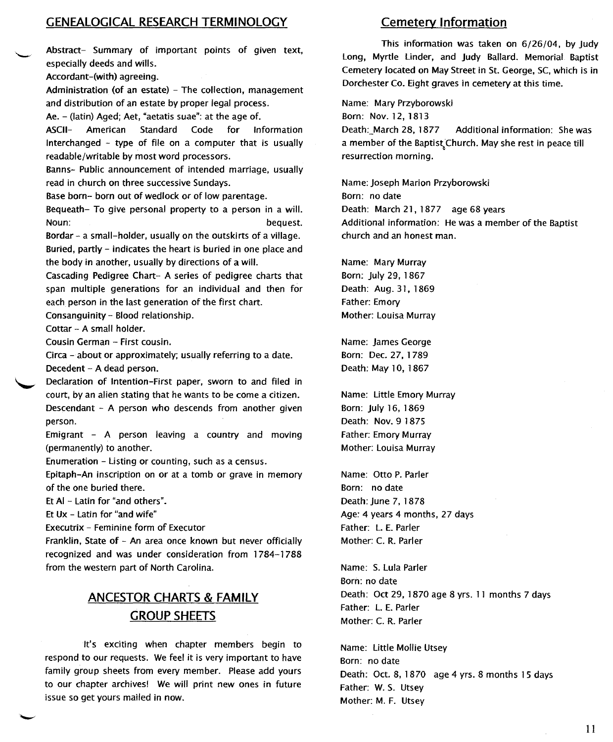## GENEALOGICAL RESEARCH TERMINOLOGY

Abstract- Summary of important points of given text, especially deeds and wills.

Accordant-(with) agreeing.

Administration (of an estate) - The collection, management and distribution of an estate by proper legal process.

Ae. - (latin) Aged; Aet, "aetatis suae": at the age of.

ASCII- American Standard Code for Information Interchanged - type of file on a computer that is usually readable/writable by most word processors.

Banns- Public announcement of intended marriage, usually read in church on three successive Sundays.

Base born- born out of wedlock or of low parentage.

Bequeath- To give personal property to a person in a will. Noun: bequest.

Bordar - a small-holder, usually on the outskirts of a village.

Buried, partly - indicates the heart is buried in one place and the body in another, usually by directions of a will.

Cascading Pedigree Chart- A series of pedigree charts that span multiple generations for an individual and then for each person in the last generation of the first chart.

Consanguinity - Blood relationship.

Cottar - A small holder.

Cousin German - First cousin.

Circa - about or approximately; usually referring to a date.

Decedent - A dead person.

Declaration of Intention-First paper, sworn to and filed in court, by an alien stating that he wants to be come a citizen.

Descendant - A person who descends from another given person.

Emigrant - A person leaving a country and moving (permanently) to another.

Enumeration - Listing or counting, such as a census.

Epitaph-An inscription on or at a tomb or grave in memory of the one buried there.

Et Al - Latin for "and others".

Et Ux - Latin for "and wife"

Executrix - Feminine form of Executor

Franklin, State of - An area once known but never officially recognized and was under consideration from 1784-1788 from the western part of North Carolina.

## ANCESTOR CHARTS & FAMILY GROUP SHEETS

It's exciting when chapter members begin to respond to our requests. We feel it is very important to have family group sheets from every member. Please add yours to our chapter archives! We will print new ones in future issue so get yours mailed in now.

## Cemetery Information

This information was taken on 6/26/04, by Judy Long, Myrtle Linder, and Judy Ballard. Memorial Baptist Cemetery located on May Street in St. George, SC, which is in Dorchester Co. Eight graves in cemetery at this time.

Name: Mary Przyborowski
Born: Nov. 12, 1813
Death: March 28, 1877 Additional information: She was a member of the Baptist Church. May she rest in peace till resurrection morning.

Name: Joseph Marion Przyborowski
Born: no date
Death: March 21, 1877 age 68 years
Additional information: He was a member of the Baptist church and an honest man.

Name: Mary Murray
Born: July 29, 1867
Death: Aug. 31, 1869
Father: Emory
Mother: Louisa Murray

Name: James George
Born: Dec. 27, 1789
Death: May 10, 1867

Name: Little Emory Murray
Born: July 16, 1869
Death: Nov. 9 1875
Father: Emory Murray
Mother: Louisa Murray

Name: Otto P. Parler
Born: no date
Death: June 7, 1878
Age: 4 years 4 months, 27 days
Father: L. E. Parler
Mother: C. R. Parler

Name: S. Lula Parler
Born: no date
Death: Oct 29, 1870 age 8 yrs. 11 months 7 days
Father: L. E. Parler
Mother: C. R. Parler

Name: Little Mollie Utsey
Born: no date
Death: Oct. 8, 1870 age 4 yrs. 8 months 15 days
Father: W. S. Utsey
Mother: M. F. Utsey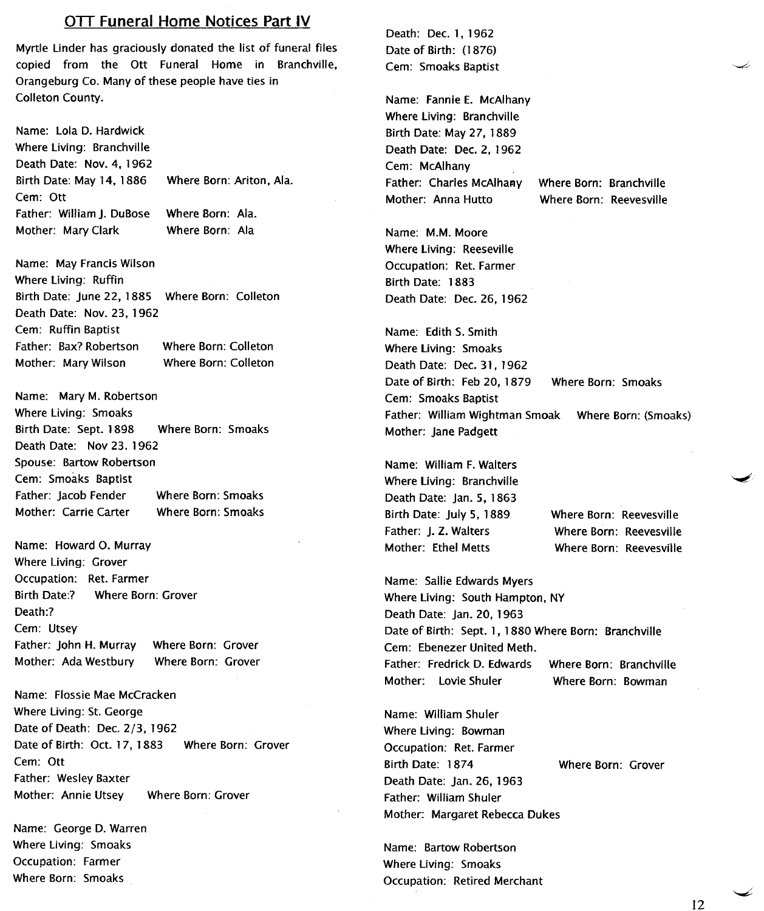## OTT Funeral Home Notices Part IV

Myrtle Linder has graciously donated the list of funeral files copied from the Ott Funeral Home in Branchville, Orangeburg Co. Many of these people have ties in Colleton County.

Name: Lola D. Hardwick
Where Living: Branchville
Death Date: Nov. 4, 1962
Birth Date: May 14, 1886 Where Born: Ariton, Ala.
Cem: Ott
Father: William J. DuBose Where Born: Ala.
Mother: Mary Clark Where Born: Ala

Name: May Francis Wilson
Where Living: Ruffin
Birth Date: June 22, 1885 Where Born: Colleton
Death Date: Nov. 23, 1962
Cem: Ruffin Baptist
Father: Bax? Robertson Where Born: Colleton
Mother: Mary Wilson Where Born: Colleton

Name: Mary M. Robertson
Where Living: Smoaks
Birth Date: Sept. 1898 Where Born: Smoaks
Death Date: Nov 23. 1962
Spouse: Bartow Robertson
Cem: Smoaks Baptist
Father: Jacob Fender Where Born: Smoaks
Mother: Carrie Carter Where Born: Smoaks

Name: Howard O. Murray
Where Living: Grover
Occupation: Ret. Farmer
Birth Date:? Where Born: Grover
Death:?
Cem: Utsey
Father: John H. Murray Where Born: Grover
Mother: Ada Westbury Where Born: Grover

Name: Flossie Mae McCracken
Where Living: St. George
Date of Death: Dec. 2/3, 1962
Date of Birth: Oct. 17, 1883 Where Born: Grover
Cem: Ott
Father: Wesley Baxter
Mother: Annie Utsey Where Born: Grover

Name: George D. Warren
Where Living: Smoaks
Occupation: Farmer
Where Born: Smoaks
Death: Dec. 1, 1962
Date of Birth: (1876)
Cem: Smoaks Baptist

Name: Fannie E. McAlhany
Where Living: Branchville
Birth Date: May 27, 1889
Death Date: Dec. 2, 1962
Cem: McAlhany
Father: Charles McAlhany Where Born: Branchville
Mother: Anna Hutto Where Born: Reevesville

Name: M.M. Moore
Where Living: Reeseville
Occupation: Ret. Farmer
Birth Date: 1883
Death Date: Dec. 26, 1962

Name: Edith S. Smith
Where Living: Smoaks
Death Date: Dec. 31, 1962
Date of Birth: Feb 20, 1879 Where Born: Smoaks
Cem: Smoaks Baptist
Father: William Wightman Smoak Where Born: (Smoaks)
Mother: Jane Padgett

Name: William F. Walters
Where Living: Branchville
Death Date: Jan. 5, 1863
Birth Date: July 5, 1889 Where Born: Reevesville
Father: J. Z. Walters Where Born: Reevesville
Mother: Ethel Metts Where Born: Reevesville

Name: Sallie Edwards Myers
Where Living: South Hampton, NY
Death Date: Jan. 20, 1963
Date of Birth: Sept. 1, 1880 Where Born: Branchville
Cem: Ebenezer United Meth.
Father: Fredrick D. Edwards Where Born: Branchville
Mother: Lovie Shuler Where Born: Bowman

Name: William Shuler
Where Living: Bowman
Occupation: Ret. Farmer
Birth Date: 1874 Where Born: Grover
Death Date: Jan. 26, 1963
Father: William Shuler
Mother: Margaret Rebecca Dukes

Name: Bartow Robertson
Where Living: Smoaks
Occupation: Retired Merchant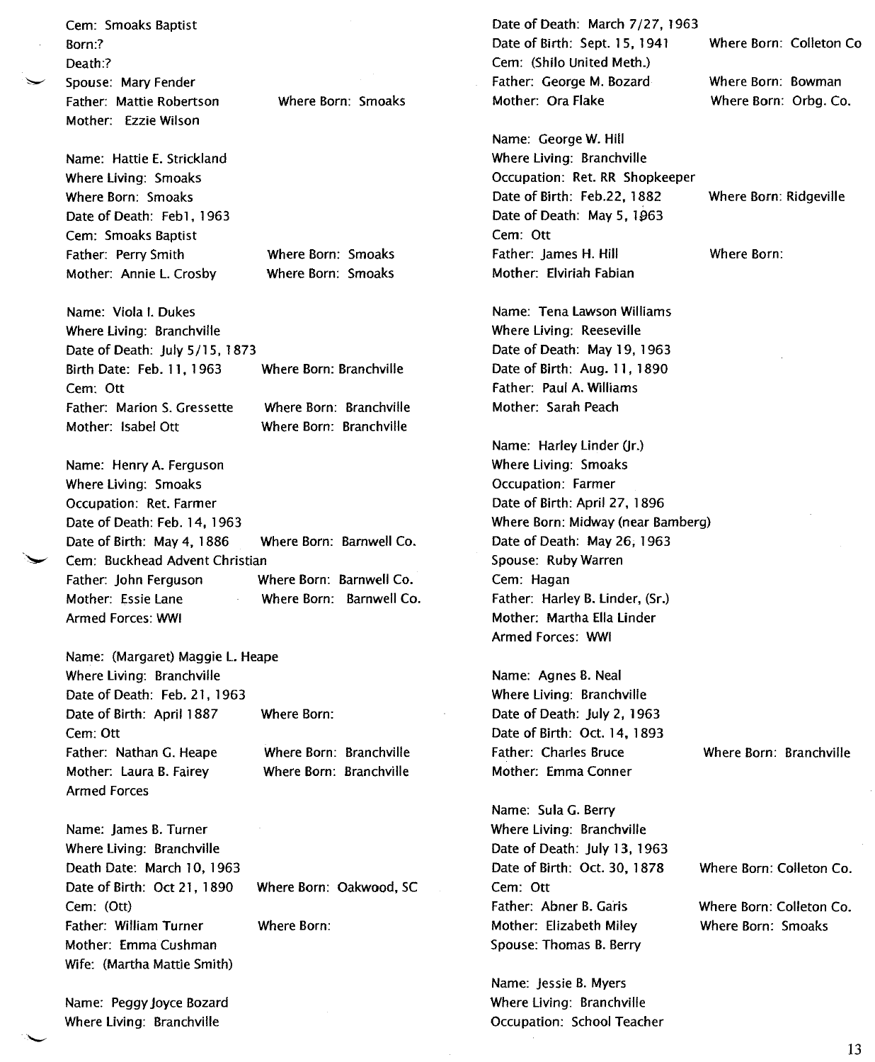Cem: Smoaks Baptist
Born:?
Death:?
Spouse: Mary Fender
Father: Mattie Robertson  Where Born: Smoaks
Mother: Ezzie Wilson

Name: Hattie E. Strickland
Where Living: Smoaks
Where Born: Smoaks
Date of Death: Feb1, 1963
Cem: Smoaks Baptist
Father: Perry Smith  Where Born: Smoaks
Mother: Annie L. Crosby  Where Born: Smoaks

Name: Viola I. Dukes
Where Living: Branchville
Date of Death: July 5/15, 1873
Birth Date: Feb. 11, 1963  Where Born: Branchville
Cem: Ott
Father: Marion S. Gressette  Where Born: Branchville
Mother: Isabel Ott  Where Born: Branchville

Name: Henry A. Ferguson
Where Living: Smoaks
Occupation: Ret. Farmer
Date of Death: Feb. 14, 1963
Date of Birth: May 4, 1886  Where Born: Barnwell Co.
Cem: Buckhead Advent Christian
Father: John Ferguson  Where Born: Barnwell Co.
Mother: Essie Lane  Where Born: Barnwell Co.
Armed Forces: WWI

Name: (Margaret) Maggie L. Heape
Where Living: Branchville
Date of Death: Feb. 21, 1963
Date of Birth: April 1887  Where Born:
Cem: Ott
Father: Nathan G. Heape  Where Born: Branchville
Mother: Laura B. Fairey  Where Born: Branchville
Armed Forces

Name: James B. Turner
Where Living: Branchville
Death Date: March 10, 1963
Date of Birth: Oct 21, 1890  Where Born: Oakwood, SC
Cem: (Ott)
Father: William Turner  Where Born:
Mother: Emma Cushman
Wife: (Martha Mattie Smith)

Name: Peggy Joyce Bozard
Where Living: Branchville
Date of Death: March 7/27, 1963
Date of Birth: Sept. 15, 1941  Where Born: Colleton Co
Cem: (Shilo United Meth.)
Father: George M. Bozard  Where Born: Bowman
Mother: Ora Flake  Where Born: Orbg. Co.

Name: George W. Hill
Where Living: Branchville
Occupation: Ret. RR Shopkeeper
Date of Birth: Feb.22, 1882  Where Born: Ridgeville
Date of Death: May 5, 1963
Cem: Ott
Father: James H. Hill  Where Born:
Mother: Elviriah Fabian

Name: Tena Lawson Williams
Where Living: Reeseville
Date of Death: May 19, 1963
Date of Birth: Aug. 11, 1890
Father: Paul A. Williams
Mother: Sarah Peach

Name: Harley Linder (Jr.)
Where Living: Smoaks
Occupation: Farmer
Date of Birth: April 27, 1896
Where Born: Midway (near Bamberg)
Date of Death: May 26, 1963
Spouse: Ruby Warren
Cem: Hagan
Father: Harley B. Linder, (Sr.)
Mother: Martha Ella Linder
Armed Forces: WWI

Name: Agnes B. Neal
Where Living: Branchville
Date of Death: July 2, 1963
Date of Birth: Oct. 14, 1893
Father: Charles Bruce  Where Born: Branchville
Mother: Emma Conner

Name: Sula G. Berry
Where Living: Branchville
Date of Death: July 13, 1963
Date of Birth: Oct. 30, 1878  Where Born: Colleton Co.
Cem: Ott
Father: Abner B. Garis  Where Born: Colleton Co.
Mother: Elizabeth Miley  Where Born: Smoaks
Spouse: Thomas B. Berry

Name: Jessie B. Myers
Where Living: Branchville
Occupation: School Teacher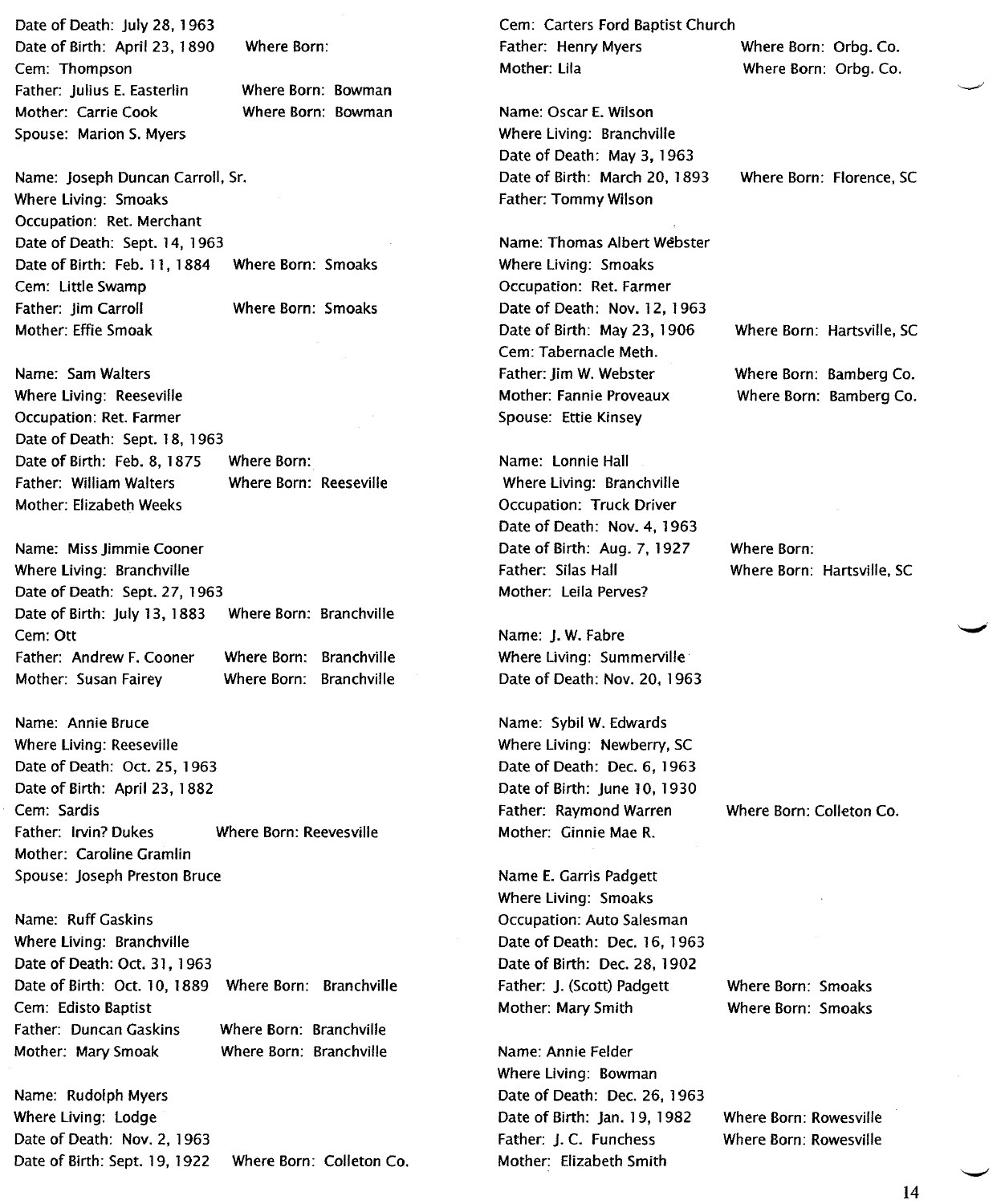Date of Death: July 28, 1963
Date of Birth: April 23, 1890 Where Born:
Cem: Thompson
Father: Julius E. Easterlin Where Born: Bowman
Mother: Carrie Cook Where Born: Bowman
Spouse: Marion S. Myers

Name: Joseph Duncan Carroll, Sr.
Where Living: Smoaks
Occupation: Ret. Merchant
Date of Death: Sept. 14, 1963
Date of Birth: Feb. 11, 1884 Where Born: Smoaks
Cem: Little Swamp
Father: Jim Carroll Where Born: Smoaks
Mother: Effie Smoak

Name: Sam Walters
Where Living: Reeseville
Occupation: Ret. Farmer
Date of Death: Sept. 18, 1963
Date of Birth: Feb. 8, 1875 Where Born:
Father: William Walters Where Born: Reeseville
Mother: Elizabeth Weeks

Name: Miss Jimmie Cooner
Where Living: Branchville
Date of Death: Sept. 27, 1963
Date of Birth: July 13, 1883 Where Born: Branchville
Cem: Ott
Father: Andrew F. Cooner Where Born: Branchville
Mother: Susan Fairey Where Born: Branchville

Name: Annie Bruce
Where Living: Reeseville
Date of Death: Oct. 25, 1963
Date of Birth: April 23, 1882
Cem: Sardis
Father: Irvin? Dukes Where Born: Reevesville
Mother: Caroline Gramlin
Spouse: Joseph Preston Bruce

Name: Ruff Gaskins
Where Living: Branchville
Date of Death: Oct. 31, 1963
Date of Birth: Oct. 10, 1889 Where Born: Branchville
Cem: Edisto Baptist
Father: Duncan Gaskins Where Born: Branchville
Mother: Mary Smoak Where Born: Branchville

Name: Rudolph Myers
Where Living: Lodge
Date of Death: Nov. 2, 1963
Date of Birth: Sept. 19, 1922 Where Born: Colleton Co.
Cem: Carters Ford Baptist Church
Father: Henry Myers Where Born: Orbg. Co.
Mother: Lila Where Born: Orbg. Co.

Name: Oscar E. Wilson
Where Living: Branchville
Date of Death: May 3, 1963
Date of Birth: March 20, 1893 Where Born: Florence, SC
Father: Tommy Wilson

Name: Thomas Albert Webster
Where Living: Smoaks
Occupation: Ret. Farmer
Date of Death: Nov. 12, 1963
Date of Birth: May 23, 1906 Where Born: Hartsville, SC
Cem: Tabernacle Meth.
Father: Jim W. Webster Where Born: Bamberg Co.
Mother: Fannie Proveaux Where Born: Bamberg Co.
Spouse: Ettie Kinsey

Name: Lonnie Hall
Where Living: Branchville
Occupation: Truck Driver
Date of Death: Nov. 4, 1963
Date of Birth: Aug. 7, 1927 Where Born:
Father: Silas Hall Where Born: Hartsville, SC
Mother: Leila Perves?

Name: J. W. Fabre
Where Living: Summerville
Date of Death: Nov. 20, 1963

Name: Sybil W. Edwards
Where Living: Newberry, SC
Date of Death: Dec. 6, 1963
Date of Birth: June 10, 1930
Father: Raymond Warren Where Born: Colleton Co.
Mother: Ginnie Mae R.

Name E. Garris Padgett
Where Living: Smoaks
Occupation: Auto Salesman
Date of Death: Dec. 16, 1963
Date of Birth: Dec. 28, 1902
Father: J. (Scott) Padgett Where Born: Smoaks
Mother: Mary Smith Where Born: Smoaks

Name: Annie Felder
Where Living: Bowman
Date of Death: Dec. 26, 1963
Date of Birth: Jan. 19, 1982 Where Born: Rowesville
Father: J. C. Funchess Where Born: Rowesville
Mother: Elizabeth Smith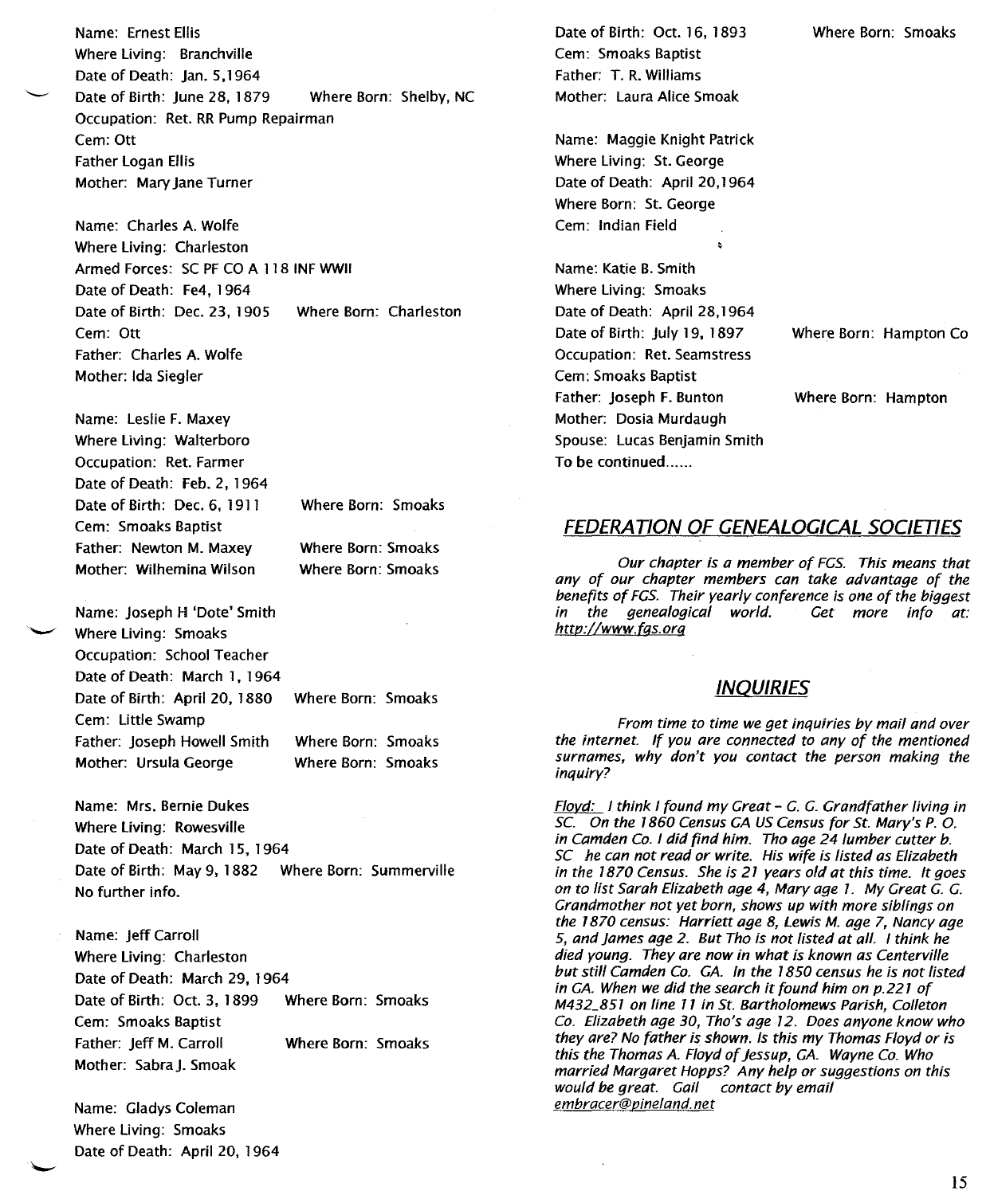Name: Ernest Ellis
Where Living: Branchville
Date of Death: Jan. 5,1964
Date of Birth: June 28, 1879 Where Born: Shelby, NC
Occupation: Ret. RR Pump Repairman
Cem: Ott
Father Logan Ellis
Mother: Mary Jane Turner

Name: Charles A. Wolfe
Where Living: Charleston
Armed Forces: SC PF CO A 118 INF WWII
Date of Death: Fe4, 1964
Date of Birth: Dec. 23, 1905 Where Born: Charleston
Cem: Ott
Father: Charles A. Wolfe
Mother: Ida Siegler

Name: Leslie F. Maxey
Where Living: Walterboro
Occupation: Ret. Farmer
Date of Death: Feb. 2, 1964
Date of Birth: Dec. 6, 1911 Where Born: Smoaks
Cem: Smoaks Baptist
Father: Newton M. Maxey Where Born: Smoaks
Mother: Wilhemina Wilson Where Born: Smoaks

Name: Joseph H 'Dote' Smith
Where Living: Smoaks
Occupation: School Teacher
Date of Death: March 1, 1964
Date of Birth: April 20, 1880 Where Born: Smoaks
Cem: Little Swamp
Father: Joseph Howell Smith Where Born: Smoaks
Mother: Ursula George Where Born: Smoaks

Name: Mrs. Bernie Dukes
Where Living: Rowesville
Date of Death: March 15, 1964
Date of Birth: May 9, 1882 Where Born: Summerville
No further info.

Name: Jeff Carroll
Where Living: Charleston
Date of Death: March 29, 1964
Date of Birth: Oct. 3, 1899 Where Born: Smoaks
Cem: Smoaks Baptist
Father: Jeff M. Carroll Where Born: Smoaks
Mother: Sabra J. Smoak

Name: Gladys Coleman
Where Living: Smoaks
Date of Death: April 20, 1964
Date of Birth: Oct. 16, 1893 Where Born: Smoaks
Cem: Smoaks Baptist
Father: T. R. Williams
Mother: Laura Alice Smoak

Name: Maggie Knight Patrick
Where Living: St. George
Date of Death: April 20,1964
Where Born: St. George
Cem: Indian Field

Name: Katie B. Smith
Where Living: Smoaks
Date of Death: April 28,1964
Date of Birth: July 19, 1897 Where Born: Hampton Co
Occupation: Ret. Seamstress
Cem: Smoaks Baptist
Father: Joseph F. Bunton Where Born: Hampton
Mother: Dosia Murdaugh
Spouse: Lucas Benjamin Smith
To be continued......

## FEDERATION OF GENEALOGICAL SOCIETIES

*Our chapter is a member of FGS. This means that any of our chapter members can take advantage of the benefits of FGS. Their yearly conference is one of the biggest in the genealogical world. Get more info at: http://www.fgs.org*

## INQUIRIES

*From time to time we get inquiries by mail and over the internet. If you are connected to any of the mentioned surnames, why don't you contact the person making the inquiry?*

*Floyd: I think I found my Great - G. G. Grandfather living in SC. On the 1860 Census GA US Census for St. Mary's P. O. in Camden Co. I did find him. Tho age 24 lumber cutter b. SC he can not read or write. His wife is listed as Elizabeth in the 1870 Census. She is 21 years old at this time. It goes on to list Sarah Elizabeth age 4, Mary age 1. My Great G. G. Grandmother not yet born, shows up with more siblings on the 1870 census: Harriett age 8, Lewis M. age 7, Nancy age 5, and James age 2. But Tho is not listed at all. I think he died young. They are now in what is known as Centerville but still Camden Co. GA. In the 1850 census he is not listed in GA. When we did the search it found him on p.221 of M432_851 on line 11 in St. Bartholomews Parish, Colleton Co. Elizabeth age 30, Tho's age 12. Does anyone know who they are? No father is shown. Is this my Thomas Floyd or is this the Thomas A. Floyd of Jessup, GA. Wayne Co. Who married Margaret Hopps? Any help or suggestions on this would be great. Gail contact by email embracer@pineland.net*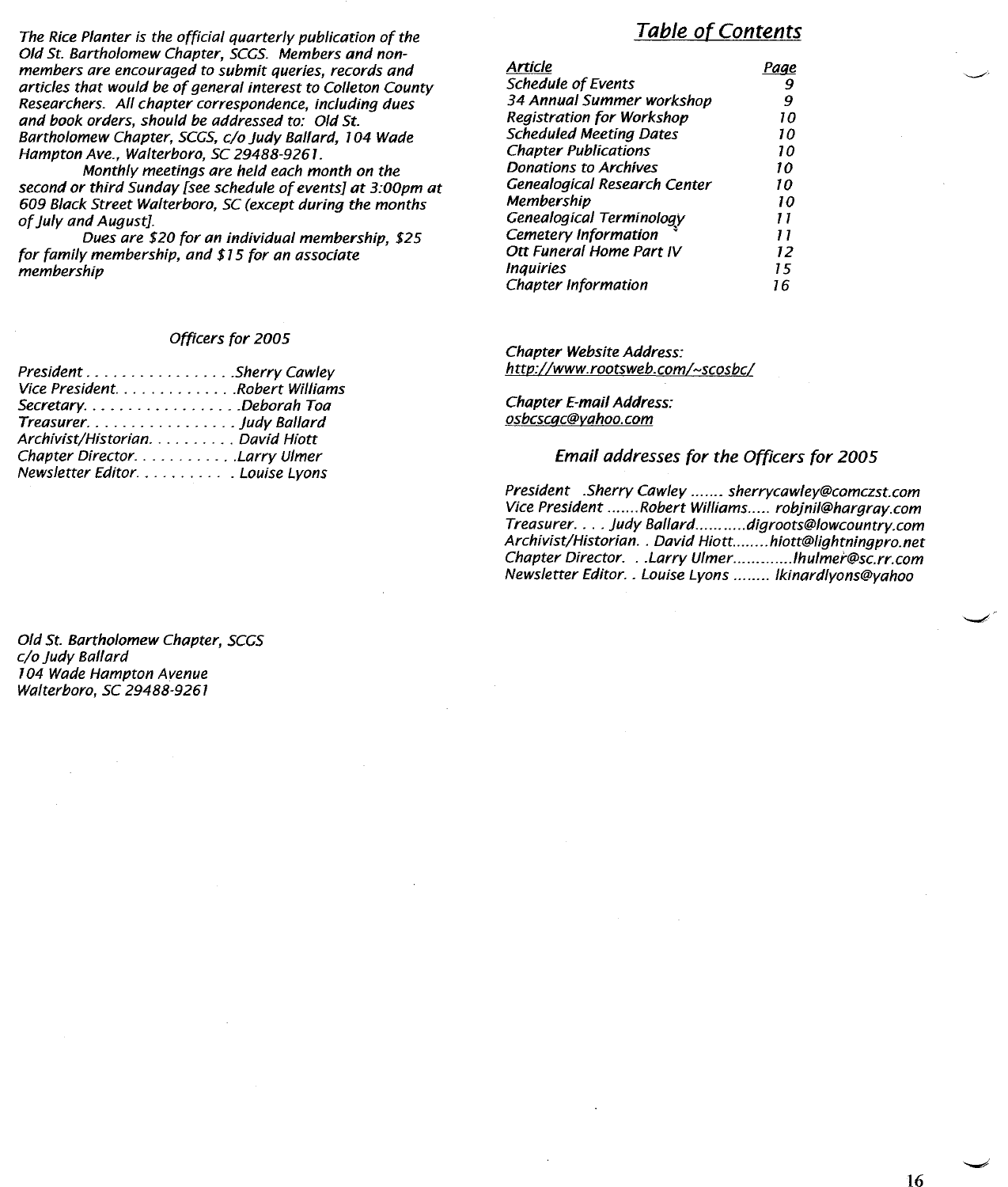*The Rice Planter is the official quarterly publication of the Old St. Bartholomew Chapter, SCGS. Members and non-members are encouraged to submit queries, records and articles that would be of general interest to Colleton County Researchers. All chapter correspondence, including dues and book orders, should be addressed to: Old St. Bartholomew Chapter, SCGS, c/o Judy Ballard, 104 Wade Hampton Ave., Walterboro, SC 29488-9261.*

*Monthly meetings are held each month on the second or third Sunday [see schedule of events] at 3:00pm at 609 Black Street Walterboro, SC (except during the months of July and August].*

*Dues are $20 for an individual membership, $25 for family membership, and $15 for an associate membership*

## *Officers for 2005*

*President . . . . . . . . . . . . . . . . .Sherry Cawley*
*Vice President. . . . . . . . . . . . . .Robert Williams*
*Secretary. . . . . . . . . . . . . . . . . .Deborah Toa*
*Treasurer. . . . . . . . . . . . . . . . . Judy Ballard*
*Archivist/Historian. . . . . . . . . . David Hiott*
*Chapter Director. . . . . . . . . . . .Larry Ulmer*
*Newsletter Editor. . . . . . . . . . . Louise Lyons*

*Old St. Bartholomew Chapter, SCGS*
*c/o Judy Ballard*
*104 Wade Hampton Avenue*
*Walterboro, SC 29488-9261*

## *Table of Contents*

| *Article* | *Page* |
|---|---|
| *Schedule of Events* | *9* |
| *34 Annual Summer workshop* | *9* |
| *Registration for Workshop* | *10* |
| *Scheduled Meeting Dates* | *10* |
| *Chapter Publications* | *10* |
| *Donations to Archives* | *10* |
| *Genealogical Research Center* | *10* |
| *Membership* | *10* |
| *Genealogical Terminology* | *11* |
| *Cemetery Information* | *11* |
| *Ott Funeral Home Part IV* | *12* |
| *Inquiries* | *15* |
| *Chapter Information* | *16* |

*Chapter Website Address:*
*http://www.rootsweb.com/~scosbc/*

*Chapter E-mail Address:*
*osbcscgc@yahoo.com*

## *Email addresses for the Officers for 2005*

*President .Sherry Cawley ....... sherrycawley@comczst.com*
*Vice President .......Robert Williams..... robjnil@hargray.com*
*Treasurer. . . . Judy Ballard...........digroots@lowcountry.com*
*Archivist/Historian. . David Hiott........hiott@lightningpro.net*
*Chapter Director. . .Larry Ulmer.............lhulmer@sc.rr.com*
*Newsletter Editor. . Louise Lyons ........ lkinardlyons@yahoo*